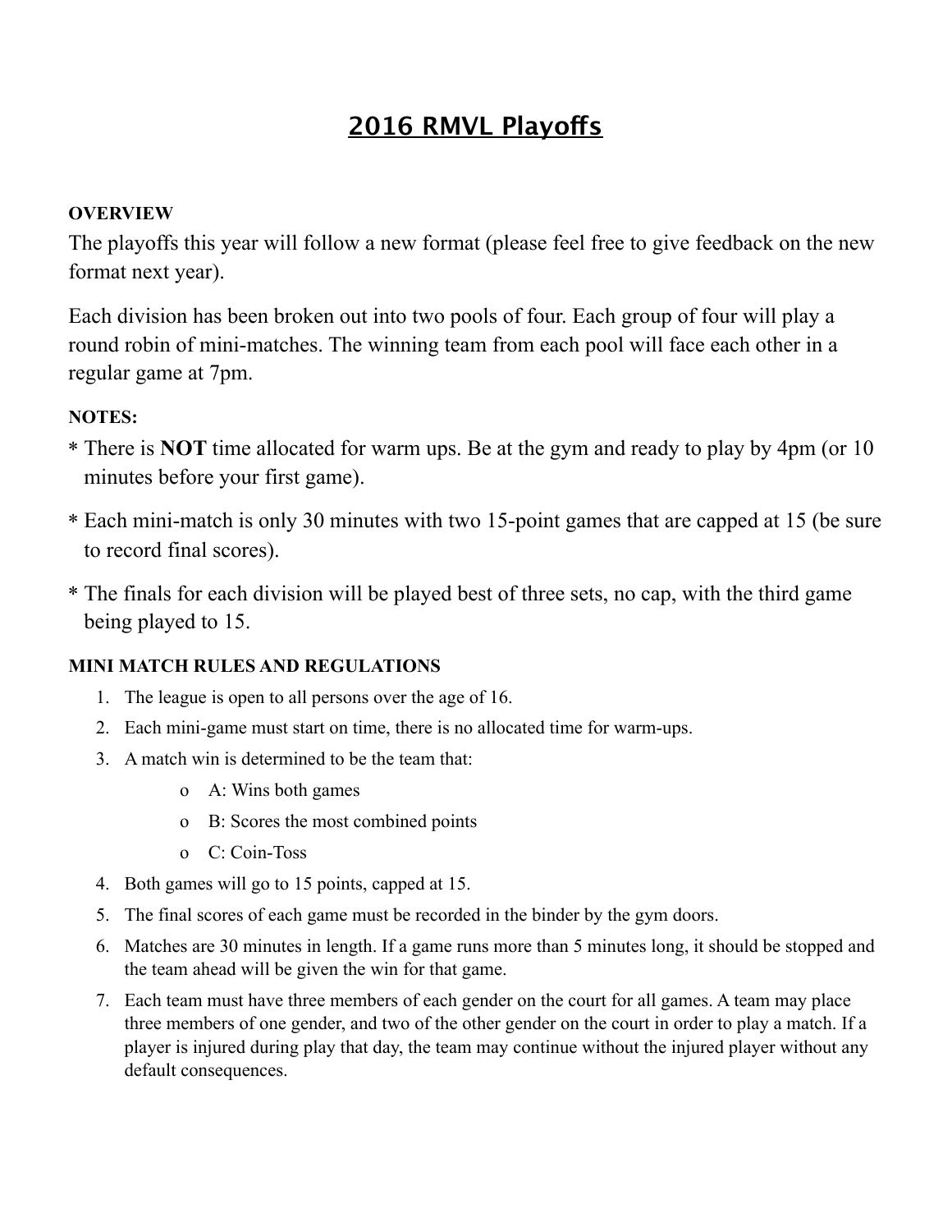# 2016 RMVL Playoffs

### OVERVIEW

The playoffs this year will follow a new format (please feel free to give feedback on the new format next year).

Each division has been broken out into two pools of four. Each group of four will play a round robin of mini-matches. The winning team from each pool will face each other in a regular game at 7pm.

### NOTES:

* There is **NOT** time allocated for warm ups. Be at the gym and ready to play by 4pm (or 10 minutes before your first game).
* Each mini-match is only 30 minutes with two 15-point games that are capped at 15 (be sure to record final scores).
* The finals for each division will be played best of three sets, no cap, with the third game being played to 15.

### MINI MATCH RULES AND REGULATIONS

1. The league is open to all persons over the age of 16.
2. Each mini-game must start on time, there is no allocated time for warm-ups.
3. A match win is determined to be the team that:
   - A: Wins both games
   - B: Scores the most combined points
   - C: Coin-Toss
4. Both games will go to 15 points, capped at 15.
5. The final scores of each game must be recorded in the binder by the gym doors.
6. Matches are 30 minutes in length. If a game runs more than 5 minutes long, it should be stopped and the team ahead will be given the win for that game.
7. Each team must have three members of each gender on the court for all games. A team may place three members of one gender, and two of the other gender on the court in order to play a match. If a player is injured during play that day, the team may continue without the injured player without any default consequences.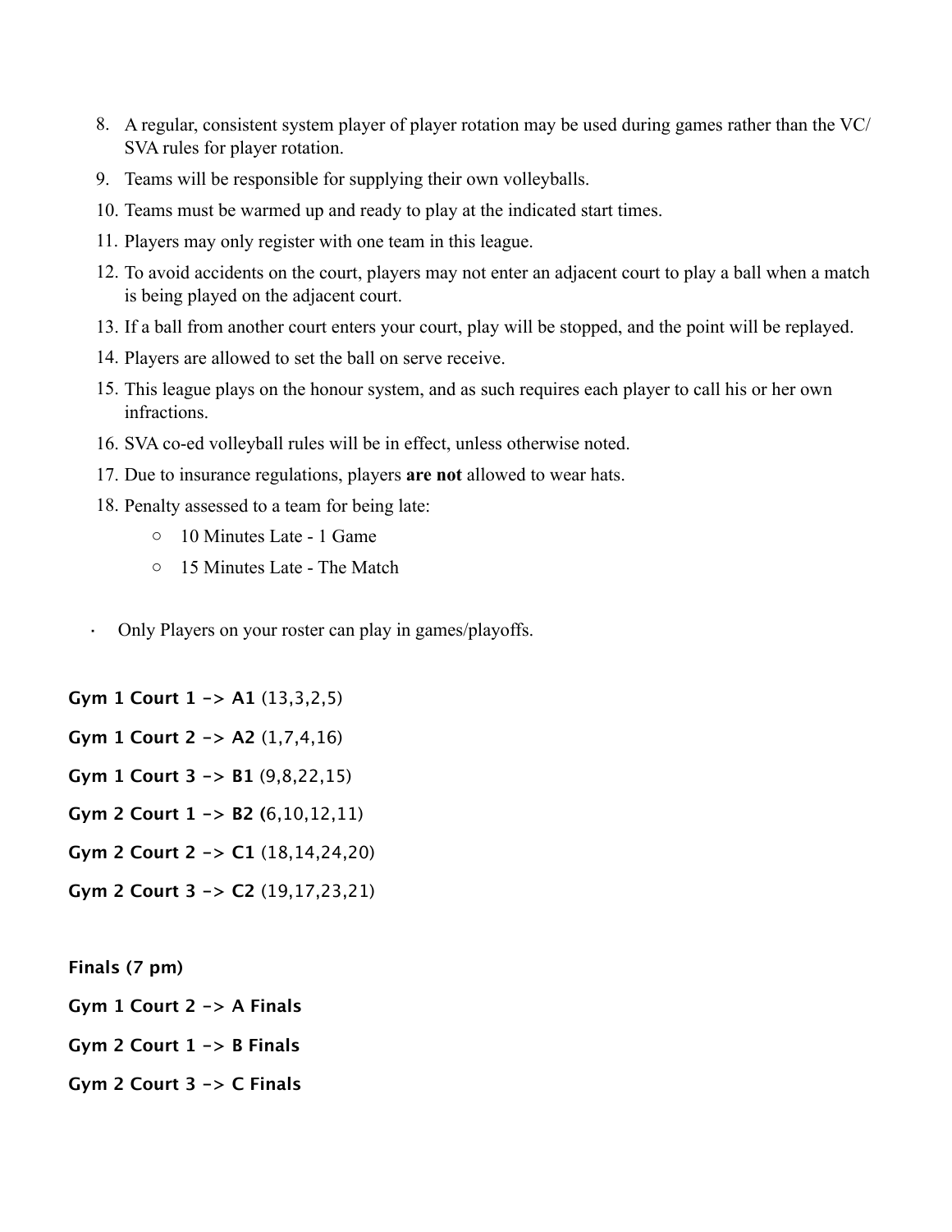8. A regular, consistent system player of player rotation may be used during games rather than the VC/SVA rules for player rotation.
9. Teams will be responsible for supplying their own volleyballs.
10. Teams must be warmed up and ready to play at the indicated start times.
11. Players may only register with one team in this league.
12. To avoid accidents on the court, players may not enter an adjacent court to play a ball when a match is being played on the adjacent court.
13. If a ball from another court enters your court, play will be stopped, and the point will be replayed.
14. Players are allowed to set the ball on serve receive.
15. This league plays on the honour system, and as such requires each player to call his or her own infractions.
16. SVA co-ed volleyball rules will be in effect, unless otherwise noted.
17. Due to insurance regulations, players **are not** allowed to wear hats.
18. Penalty assessed to a team for being late:
    - 10 Minutes Late - 1 Game
    - 15 Minutes Late - The Match

- Only Players on your roster can play in games/playoffs.

**Gym 1 Court 1 -> A1** (13,3,2,5)

**Gym 1 Court 2 -> A2** (1,7,4,16)

**Gym 1 Court 3 -> B1** (9,8,22,15)

**Gym 2 Court 1 -> B2 (**6,10,12,11)

**Gym 2 Court 2 -> C1** (18,14,24,20)

**Gym 2 Court 3 -> C2** (19,17,23,21)

**Finals (7 pm)**

**Gym 1 Court 2 -> A Finals**

**Gym 2 Court 1 -> B Finals**

**Gym 2 Court 3 -> C Finals**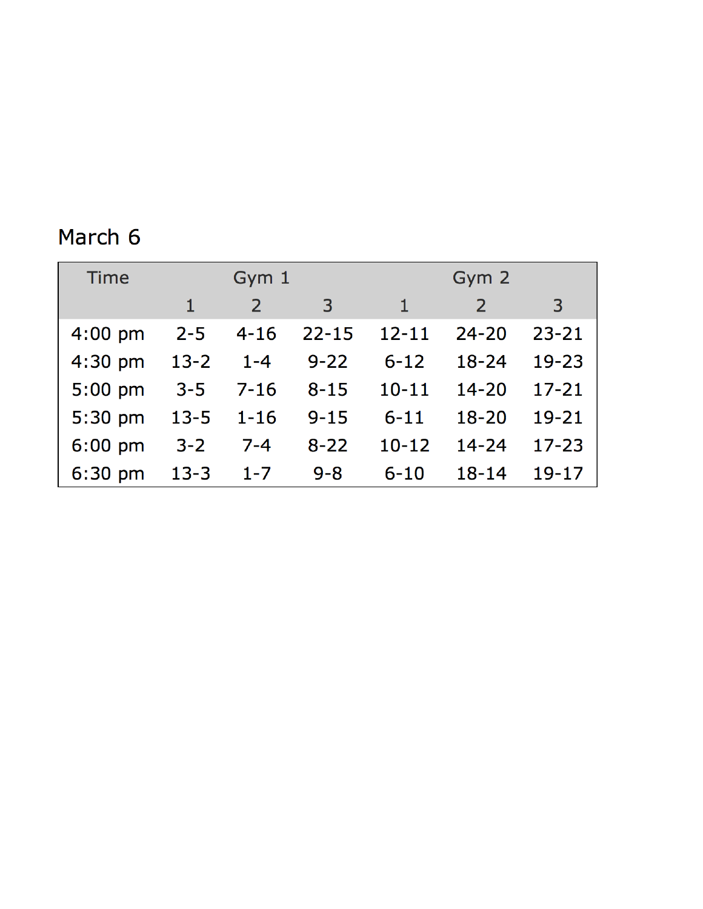March 6

| Time | Gym 1 | | | Gym 2 | | |
|---|---|---|---|---|---|---|
| | 1 | 2 | 3 | 1 | 2 | 3 |
| 4:00 pm | 2-5 | 4-16 | 22-15 | 12-11 | 24-20 | 23-21 |
| 4:30 pm | 13-2 | 1-4 | 9-22 | 6-12 | 18-24 | 19-23 |
| 5:00 pm | 3-5 | 7-16 | 8-15 | 10-11 | 14-20 | 17-21 |
| 5:30 pm | 13-5 | 1-16 | 9-15 | 6-11 | 18-20 | 19-21 |
| 6:00 pm | 3-2 | 7-4 | 8-22 | 10-12 | 14-24 | 17-23 |
| 6:30 pm | 13-3 | 1-7 | 9-8 | 6-10 | 18-14 | 19-17 |